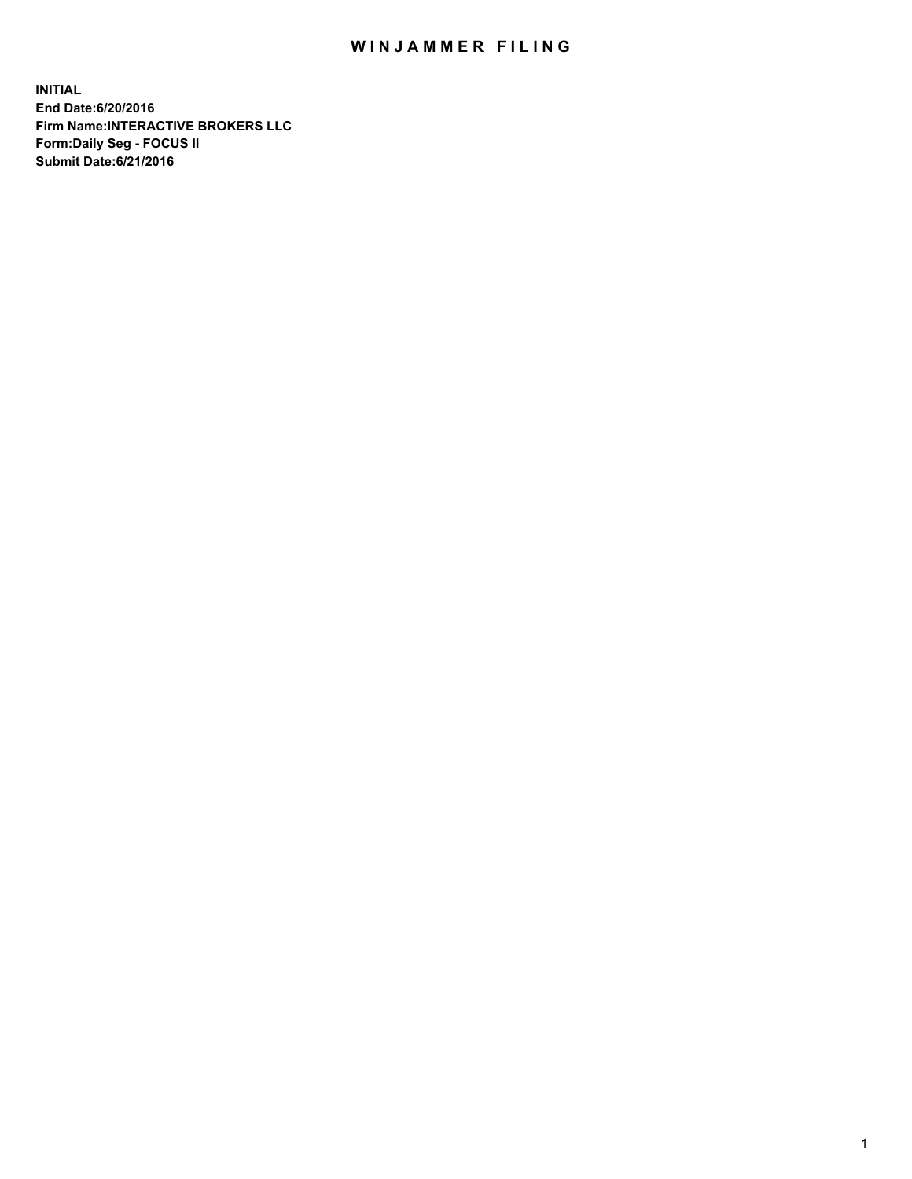# WINJAMMER FILING

**INITIAL**
**End Date:6/20/2016**
**Firm Name:INTERACTIVE BROKERS LLC**
**Form:Daily Seg - FOCUS II**
**Submit Date:6/21/2016**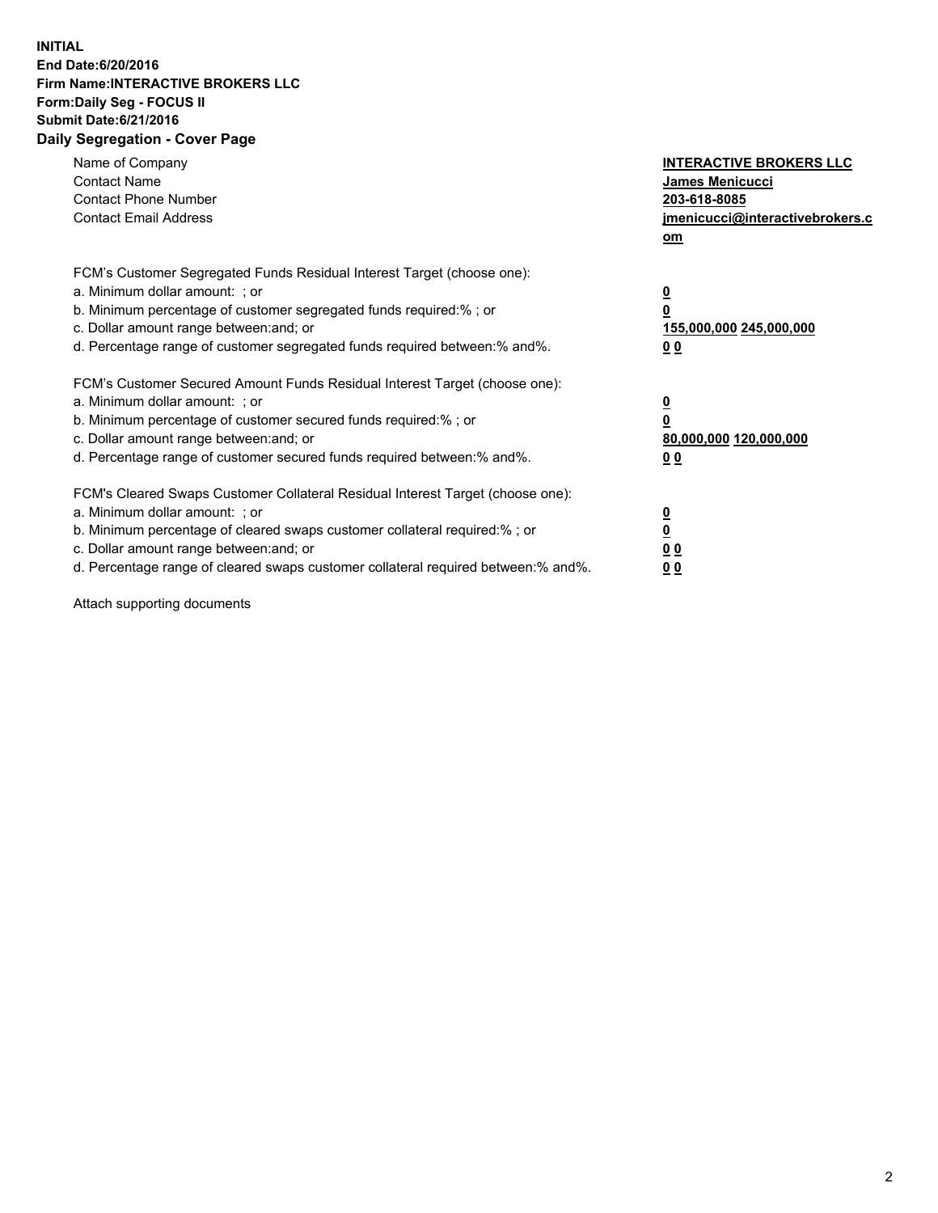**INITIAL**
**End Date:6/20/2016**
**Firm Name:INTERACTIVE BROKERS LLC**
**Form:Daily Seg - FOCUS II**
**Submit Date:6/21/2016**
**Daily Segregation - Cover Page**

| | |
|---|---|
| Name of Company | **INTERACTIVE BROKERS LLC** |
| Contact Name | **James Menicucci** |
| Contact Phone Number | **203-618-8085** |
| Contact Email Address | **jmenicucci@interactivebrokers.com** |

| | |
|---|---|
| FCM's Customer Segregated Funds Residual Interest Target (choose one): | |
| a. Minimum dollar amount: ; or | **0** |
| b. Minimum percentage of customer segregated funds required:% ; or | **0** |
| c. Dollar amount range between:and; or | **155,000,000 245,000,000** |
| d. Percentage range of customer segregated funds required between:% and%. | **0 0** |

| | |
|---|---|
| FCM's Customer Secured Amount Funds Residual Interest Target (choose one): | |
| a. Minimum dollar amount: ; or | **0** |
| b. Minimum percentage of customer secured funds required:% ; or | **0** |
| c. Dollar amount range between:and; or | **80,000,000 120,000,000** |
| d. Percentage range of customer secured funds required between:% and%. | **0 0** |

| | |
|---|---|
| FCM's Cleared Swaps Customer Collateral Residual Interest Target (choose one): | |
| a. Minimum dollar amount: ; or | **0** |
| b. Minimum percentage of cleared swaps customer collateral required:% ; or | **0** |
| c. Dollar amount range between:and; or | **0 0** |
| d. Percentage range of cleared swaps customer collateral required between:% and%. | **0 0** |

Attach supporting documents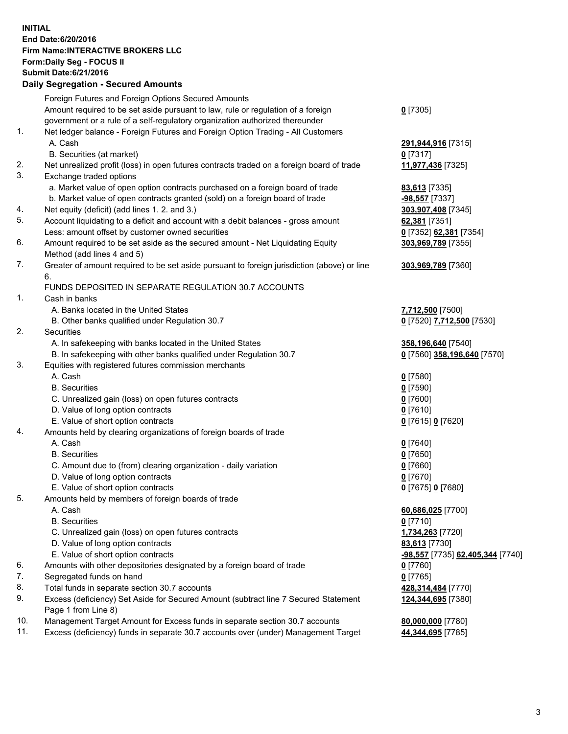**INITIAL**
**End Date:6/20/2016**
**Firm Name:INTERACTIVE BROKERS LLC**
**Form:Daily Seg - FOCUS II**
**Submit Date:6/21/2016**

## Daily Segregation - Secured Amounts

| | | |
|---|---|---|
| | Foreign Futures and Foreign Options Secured Amounts | |
| | Amount required to be set aside pursuant to law, rule or regulation of a foreign government or a rule of a self-regulatory organization authorized thereunder | **0** [7305] |
| 1. | Net ledger balance - Foreign Futures and Foreign Option Trading - All Customers | |
| | A. Cash | **291,944,916** [7315] |
| | B. Securities (at market) | **0** [7317] |
| 2. | Net unrealized profit (loss) in open futures contracts traded on a foreign board of trade | **11,977,436** [7325] |
| 3. | Exchange traded options | |
| | a. Market value of open option contracts purchased on a foreign board of trade | **83,613** [7335] |
| | b. Market value of open contracts granted (sold) on a foreign board of trade | **-98,557** [7337] |
| 4. | Net equity (deficit) (add lines 1. 2. and 3.) | **303,907,408** [7345] |
| 5. | Account liquidating to a deficit and account with a debit balances - gross amount | **62,381** [7351] |
| | Less: amount offset by customer owned securities | **0** [7352] **62,381** [7354] |
| 6. | Amount required to be set aside as the secured amount - Net Liquidating Equity Method (add lines 4 and 5) | **303,969,789** [7355] |
| 7. | Greater of amount required to be set aside pursuant to foreign jurisdiction (above) or line 6. | **303,969,789** [7360] |
| | FUNDS DEPOSITED IN SEPARATE REGULATION 30.7 ACCOUNTS | |
| 1. | Cash in banks | |
| | A. Banks located in the United States | **7,712,500** [7500] |
| | B. Other banks qualified under Regulation 30.7 | **0** [7520] **7,712,500** [7530] |
| 2. | Securities | |
| | A. In safekeeping with banks located in the United States | **358,196,640** [7540] |
| | B. In safekeeping with other banks qualified under Regulation 30.7 | **0** [7560] **358,196,640** [7570] |
| 3. | Equities with registered futures commission merchants | |
| | A. Cash | **0** [7580] |
| | B. Securities | **0** [7590] |
| | C. Unrealized gain (loss) on open futures contracts | **0** [7600] |
| | D. Value of long option contracts | **0** [7610] |
| | E. Value of short option contracts | **0** [7615] **0** [7620] |
| 4. | Amounts held by clearing organizations of foreign boards of trade | |
| | A. Cash | **0** [7640] |
| | B. Securities | **0** [7650] |
| | C. Amount due to (from) clearing organization - daily variation | **0** [7660] |
| | D. Value of long option contracts | **0** [7670] |
| | E. Value of short option contracts | **0** [7675] **0** [7680] |
| 5. | Amounts held by members of foreign boards of trade | |
| | A. Cash | **60,686,025** [7700] |
| | B. Securities | **0** [7710] |
| | C. Unrealized gain (loss) on open futures contracts | **1,734,263** [7720] |
| | D. Value of long option contracts | **83,613** [7730] |
| | E. Value of short option contracts | **-98,557** [7735] **62,405,344** [7740] |
| 6. | Amounts with other depositories designated by a foreign board of trade | **0** [7760] |
| 7. | Segregated funds on hand | **0** [7765] |
| 8. | Total funds in separate section 30.7 accounts | **428,314,484** [7770] |
| 9. | Excess (deficiency) Set Aside for Secured Amount (subtract line 7 Secured Statement Page 1 from Line 8) | **124,344,695** [7380] |
| 10. | Management Target Amount for Excess funds in separate section 30.7 accounts | **80,000,000** [7780] |
| 11. | Excess (deficiency) funds in separate 30.7 accounts over (under) Management Target | **44,344,695** [7785] |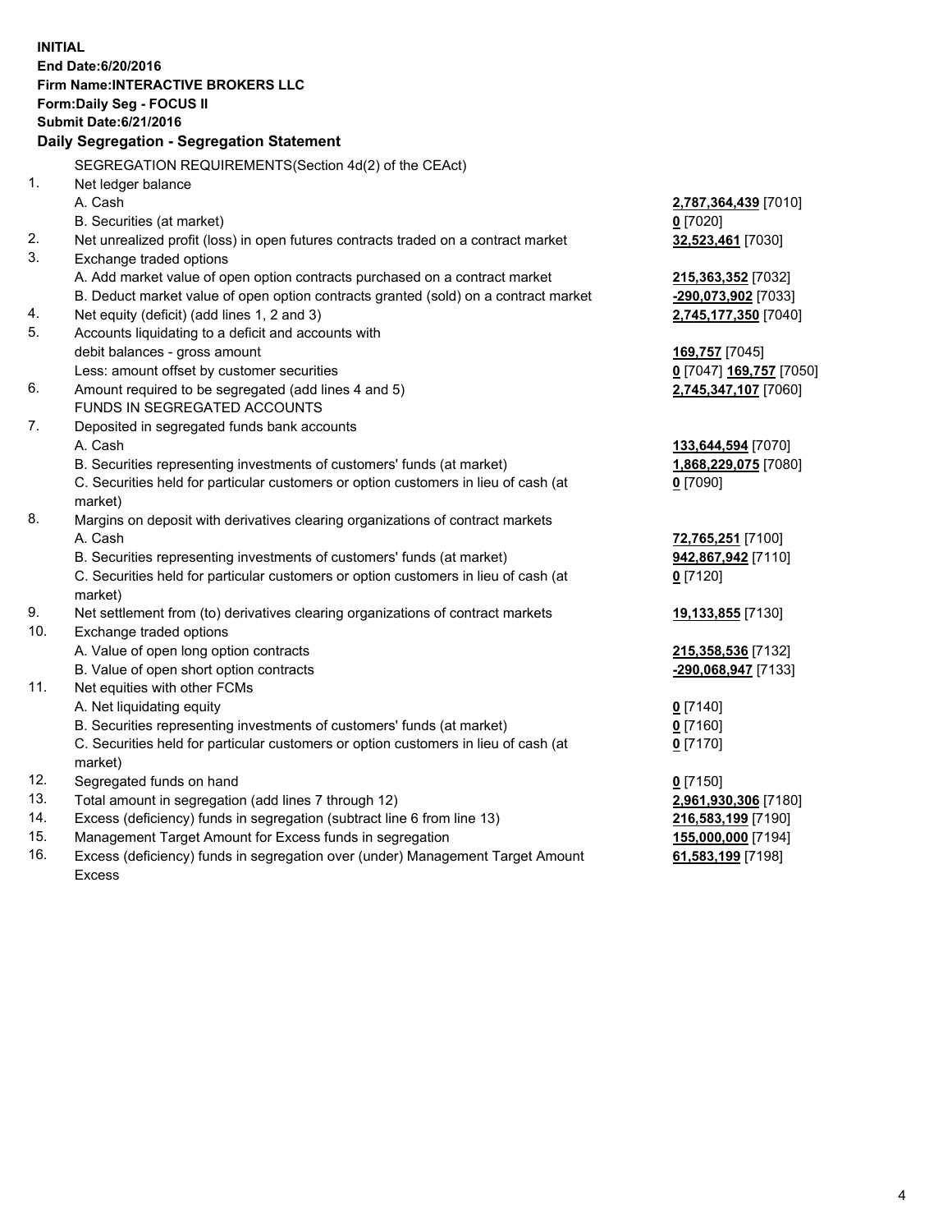**INITIAL**
**End Date:6/20/2016**
**Firm Name:INTERACTIVE BROKERS LLC**
**Form:Daily Seg - FOCUS II**
**Submit Date:6/21/2016**
**Daily Segregation - Segregation Statement**

| | | |
|---|---|---|
| | SEGREGATION REQUIREMENTS(Section 4d(2) of the CEAct) | |
| 1. | Net ledger balance | |
| | A. Cash | **2,787,364,439** [7010] |
| | B. Securities (at market) | **0** [7020] |
| 2. | Net unrealized profit (loss) in open futures contracts traded on a contract market | **32,523,461** [7030] |
| 3. | Exchange traded options | |
| | A. Add market value of open option contracts purchased on a contract market | **215,363,352** [7032] |
| | B. Deduct market value of open option contracts granted (sold) on a contract market | **-290,073,902** [7033] |
| 4. | Net equity (deficit) (add lines 1, 2 and 3) | **2,745,177,350** [7040] |
| 5. | Accounts liquidating to a deficit and accounts with | |
| | debit balances - gross amount | **169,757** [7045] |
| | Less: amount offset by customer securities | **0** [7047] **169,757** [7050] |
| 6. | Amount required to be segregated (add lines 4 and 5) | **2,745,347,107** [7060] |
| | FUNDS IN SEGREGATED ACCOUNTS | |
| 7. | Deposited in segregated funds bank accounts | |
| | A. Cash | **133,644,594** [7070] |
| | B. Securities representing investments of customers' funds (at market) | **1,868,229,075** [7080] |
| | C. Securities held for particular customers or option customers in lieu of cash (at market) | **0** [7090] |
| 8. | Margins on deposit with derivatives clearing organizations of contract markets | |
| | A. Cash | **72,765,251** [7100] |
| | B. Securities representing investments of customers' funds (at market) | **942,867,942** [7110] |
| | C. Securities held for particular customers or option customers in lieu of cash (at market) | **0** [7120] |
| 9. | Net settlement from (to) derivatives clearing organizations of contract markets | **19,133,855** [7130] |
| 10. | Exchange traded options | |
| | A. Value of open long option contracts | **215,358,536** [7132] |
| | B. Value of open short option contracts | **-290,068,947** [7133] |
| 11. | Net equities with other FCMs | |
| | A. Net liquidating equity | **0** [7140] |
| | B. Securities representing investments of customers' funds (at market) | **0** [7160] |
| | C. Securities held for particular customers or option customers in lieu of cash (at market) | **0** [7170] |
| 12. | Segregated funds on hand | **0** [7150] |
| 13. | Total amount in segregation (add lines 7 through 12) | **2,961,930,306** [7180] |
| 14. | Excess (deficiency) funds in segregation (subtract line 6 from line 13) | **216,583,199** [7190] |
| 15. | Management Target Amount for Excess funds in segregation | **155,000,000** [7194] |
| 16. | Excess (deficiency) funds in segregation over (under) Management Target Amount Excess | **61,583,199** [7198] |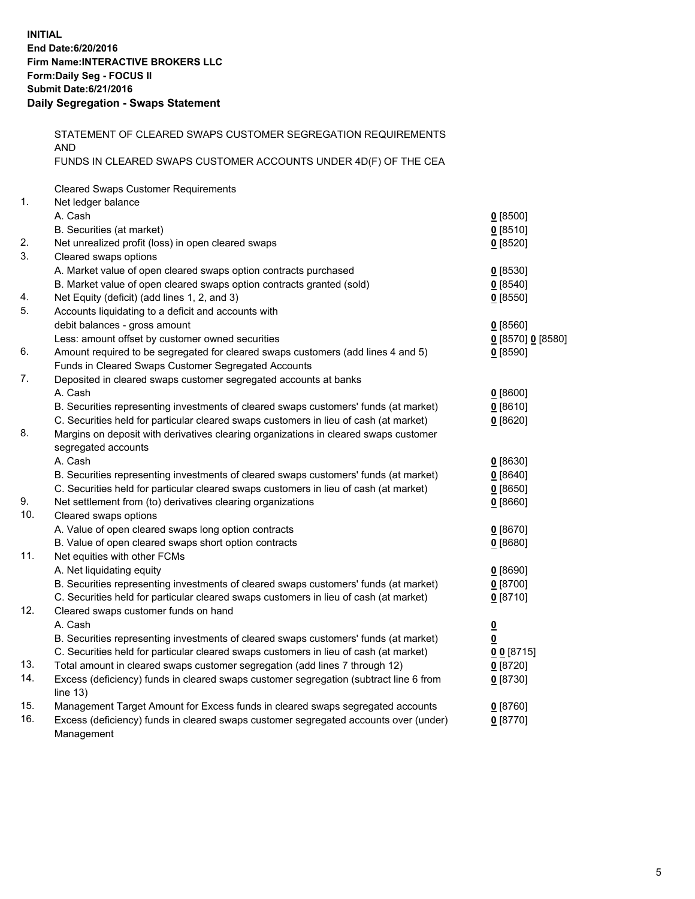**INITIAL**
**End Date:6/20/2016**
**Firm Name:INTERACTIVE BROKERS LLC**
**Form:Daily Seg - FOCUS II**
**Submit Date:6/21/2016**
**Daily Segregation - Swaps Statement**

STATEMENT OF CLEARED SWAPS CUSTOMER SEGREGATION REQUIREMENTS AND FUNDS IN CLEARED SWAPS CUSTOMER ACCOUNTS UNDER 4D(F) OF THE CEA

| | | |
|---|---|---|
| | Cleared Swaps Customer Requirements | |
| 1. | Net ledger balance | |
| | A. Cash | 0 [8500] |
| | B. Securities (at market) | 0 [8510] |
| 2. | Net unrealized profit (loss) in open cleared swaps | 0 [8520] |
| 3. | Cleared swaps options | |
| | A. Market value of open cleared swaps option contracts purchased | 0 [8530] |
| | B. Market value of open cleared swaps option contracts granted (sold) | 0 [8540] |
| 4. | Net Equity (deficit) (add lines 1, 2, and 3) | 0 [8550] |
| 5. | Accounts liquidating to a deficit and accounts with debit balances - gross amount | 0 [8560] |
| | Less: amount offset by customer owned securities | 0 [8570] 0 [8580] |
| 6. | Amount required to be segregated for cleared swaps customers (add lines 4 and 5) | 0 [8590] |
| | Funds in Cleared Swaps Customer Segregated Accounts | |
| 7. | Deposited in cleared swaps customer segregated accounts at banks | |
| | A. Cash | 0 [8600] |
| | B. Securities representing investments of cleared swaps customers' funds (at market) | 0 [8610] |
| | C. Securities held for particular cleared swaps customers in lieu of cash (at market) | 0 [8620] |
| 8. | Margins on deposit with derivatives clearing organizations in cleared swaps customer segregated accounts | |
| | A. Cash | 0 [8630] |
| | B. Securities representing investments of cleared swaps customers' funds (at market) | 0 [8640] |
| | C. Securities held for particular cleared swaps customers in lieu of cash (at market) | 0 [8650] |
| 9. | Net settlement from (to) derivatives clearing organizations | 0 [8660] |
| 10. | Cleared swaps options | |
| | A. Value of open cleared swaps long option contracts | 0 [8670] |
| | B. Value of open cleared swaps short option contracts | 0 [8680] |
| 11. | Net equities with other FCMs | |
| | A. Net liquidating equity | 0 [8690] |
| | B. Securities representing investments of cleared swaps customers' funds (at market) | 0 [8700] |
| | C. Securities held for particular cleared swaps customers in lieu of cash (at market) | 0 [8710] |
| 12. | Cleared swaps customer funds on hand | |
| | A. Cash | 0 |
| | B. Securities representing investments of cleared swaps customers' funds (at market) | 0 |
| | C. Securities held for particular cleared swaps customers in lieu of cash (at market) | 0 0 [8715] |
| 13. | Total amount in cleared swaps customer segregation (add lines 7 through 12) | 0 [8720] |
| 14. | Excess (deficiency) funds in cleared swaps customer segregation (subtract line 6 from line 13) | 0 [8730] |
| 15. | Management Target Amount for Excess funds in cleared swaps segregated accounts | 0 [8760] |
| 16. | Excess (deficiency) funds in cleared swaps customer segregated accounts over (under) Management | 0 [8770] |